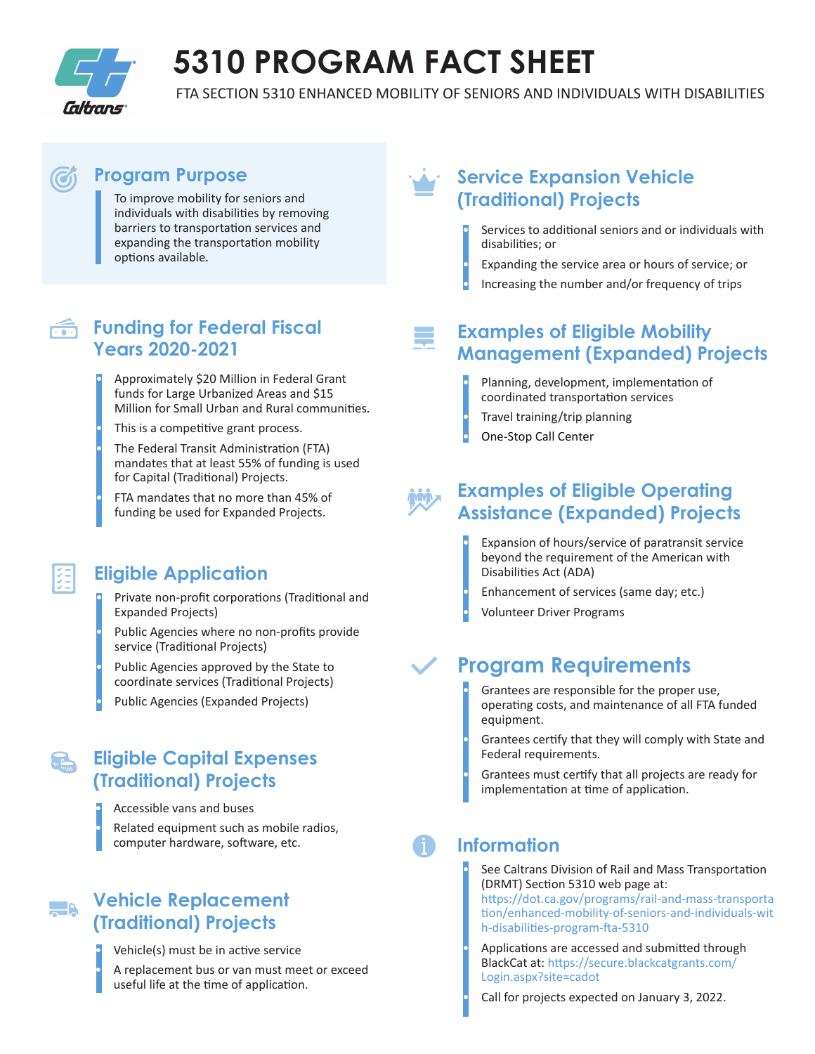# 5310 PROGRAM FACT SHEET

FTA SECTION 5310 ENHANCED MOBILITY OF SENIORS AND INDIVIDUALS WITH DISABILITIES

## Program Purpose

To improve mobility for seniors and individuals with disabilities by removing barriers to transportation services and expanding the transportation mobility options available.

## Funding for Federal Fiscal Years 2020-2021

- Approximately $20 Million in Federal Grant funds for Large Urbanized Areas and $15 Million for Small Urban and Rural communities.
- This is a competitive grant process.
- The Federal Transit Administration (FTA) mandates that at least 55% of funding is used for Capital (Traditional) Projects.
- FTA mandates that no more than 45% of funding be used for Expanded Projects.

## Eligible Application

- Private non-profit corporations (Traditional and Expanded Projects)
- Public Agencies where no non-profits provide service (Traditional Projects)
- Public Agencies approved by the State to coordinate services (Traditional Projects)
- Public Agencies (Expanded Projects)

## Eligible Capital Expenses (Traditional) Projects

- Accessible vans and buses
- Related equipment such as mobile radios, computer hardware, software, etc.

## Vehicle Replacement (Traditional) Projects

- Vehicle(s) must be in active service
- A replacement bus or van must meet or exceed useful life at the time of application.

## Service Expansion Vehicle (Traditional) Projects

- Services to additional seniors and or individuals with disabilities; or
- Expanding the service area or hours of service; or
- Increasing the number and/or frequency of trips

## Examples of Eligible Mobility Management (Expanded) Projects

- Planning, development, implementation of coordinated transportation services
- Travel training/trip planning
- One-Stop Call Center

## Examples of Eligible Operating Assistance (Expanded) Projects

- Expansion of hours/service of paratransit service beyond the requirement of the American with Disabilities Act (ADA)
- Enhancement of services (same day; etc.)
- Volunteer Driver Programs

## Program Requirements

- Grantees are responsible for the proper use, operating costs, and maintenance of all FTA funded equipment.
- Grantees certify that they will comply with State and Federal requirements.
- Grantees must certify that all projects are ready for implementation at time of application.

## Information

- See Caltrans Division of Rail and Mass Transportation (DRMT) Section 5310 web page at: https://dot.ca.gov/programs/rail-and-mass-transportation/enhanced-mobility-of-seniors-and-individuals-with-disabilities-program-fta-5310
- Applications are accessed and submitted through BlackCat at: https://secure.blackcatgrants.com/Login.aspx?site=cadot
- Call for projects expected on January 3, 2022.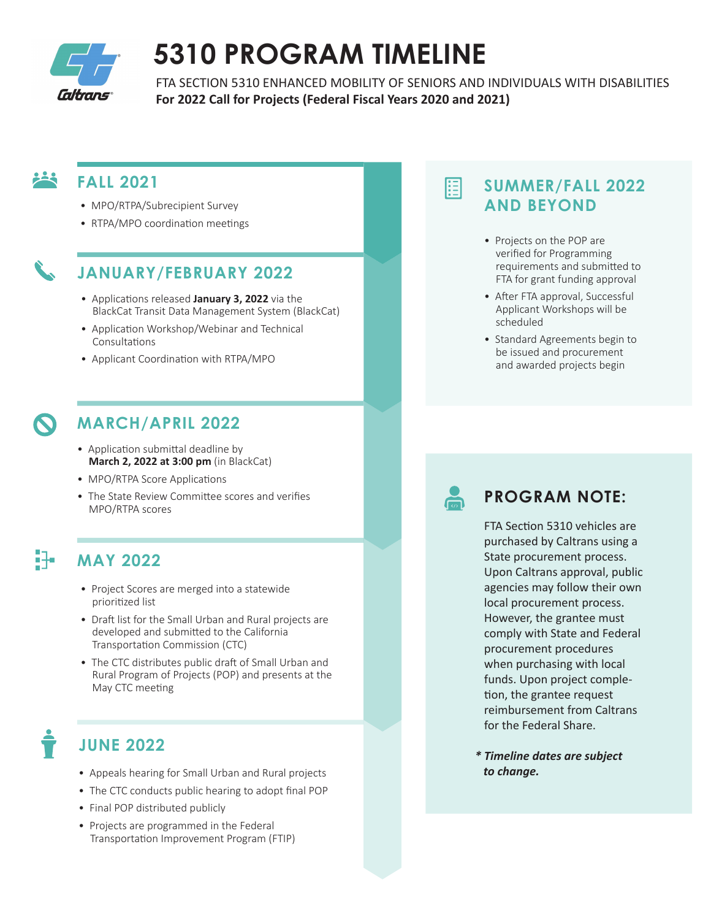# 5310 PROGRAM TIMELINE

FTA SECTION 5310 ENHANCED MOBILITY OF SENIORS AND INDIVIDUALS WITH DISABILITIES

**For 2022 Call for Projects (Federal Fiscal Years 2020 and 2021)**

## FALL 2021

- MPO/RTPA/Subrecipient Survey
- RTPA/MPO coordination meetings

## JANUARY/FEBRUARY 2022

- Applications released **January 3, 2022** via the BlackCat Transit Data Management System (BlackCat)
- Application Workshop/Webinar and Technical Consultations
- Applicant Coordination with RTPA/MPO

## MARCH/APRIL 2022

- Application submittal deadline by **March 2, 2022 at 3:00 pm** (in BlackCat)
- MPO/RTPA Score Applications
- The State Review Committee scores and verifies MPO/RTPA scores

## MAY 2022

- Project Scores are merged into a statewide prioritized list
- Draft list for the Small Urban and Rural projects are developed and submitted to the California Transportation Commission (CTC)
- The CTC distributes public draft of Small Urban and Rural Program of Projects (POP) and presents at the May CTC meeting

## JUNE 2022

- Appeals hearing for Small Urban and Rural projects
- The CTC conducts public hearing to adopt final POP
- Final POP distributed publicly
- Projects are programmed in the Federal Transportation Improvement Program (FTIP)

## SUMMER/FALL 2022 AND BEYOND

- Projects on the POP are verified for Programming requirements and submitted to FTA for grant funding approval
- After FTA approval, Successful Applicant Workshops will be scheduled
- Standard Agreements begin to be issued and procurement and awarded projects begin

## PROGRAM NOTE:

FTA Section 5310 vehicles are purchased by Caltrans using a State procurement process. Upon Caltrans approval, public agencies may follow their own local procurement process. However, the grantee must comply with State and Federal procurement procedures when purchasing with local funds. Upon project completion, the grantee request reimbursement from Caltrans for the Federal Share.

***\* Timeline dates are subject to change.***